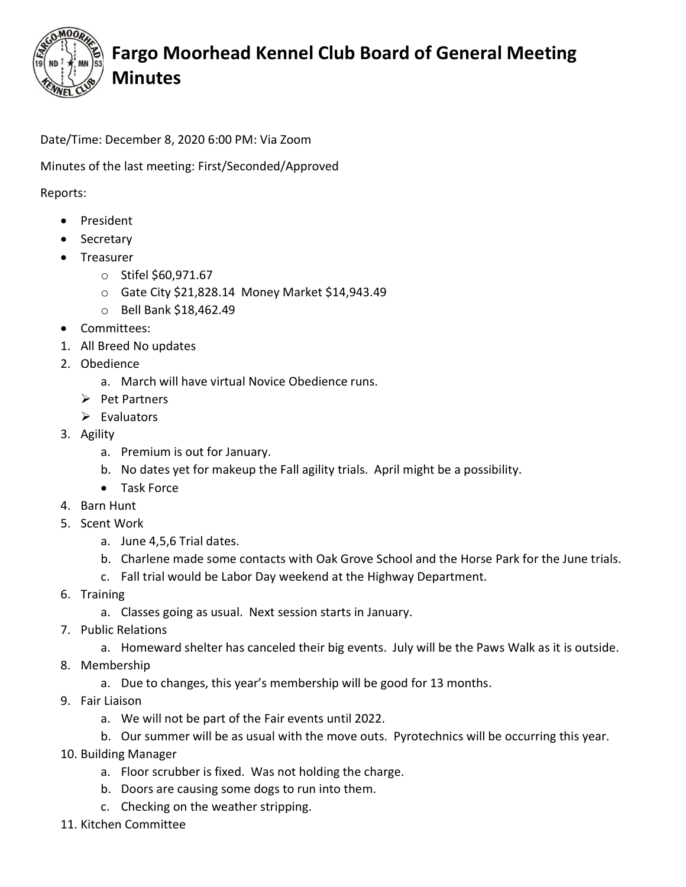# Fargo Moorhead Kennel Club Board of General Meeting Minutes

Date/Time: December 8, 2020 6:00 PM: Via Zoom

Minutes of the last meeting: First/Seconded/Approved

Reports:

- President
- Secretary
- Treasurer
  - Stifel $60,971.67
  - Gate City $21,828.14 Money Market $14,943.49
  - Bell Bank $18,462.49
- Committees:

1. All Breed No updates
2. Obedience
   a. March will have virtual Novice Obedience runs.
   - Pet Partners
   - Evaluators
3. Agility
   a. Premium is out for January.
   b. No dates yet for makeup the Fall agility trials. April might be a possibility.
   - Task Force
4. Barn Hunt
5. Scent Work
   a. June 4,5,6 Trial dates.
   b. Charlene made some contacts with Oak Grove School and the Horse Park for the June trials.
   c. Fall trial would be Labor Day weekend at the Highway Department.
6. Training
   a. Classes going as usual. Next session starts in January.
7. Public Relations
   a. Homeward shelter has canceled their big events. July will be the Paws Walk as it is outside.
8. Membership
   a. Due to changes, this year's membership will be good for 13 months.
9. Fair Liaison
   a. We will not be part of the Fair events until 2022.
   b. Our summer will be as usual with the move outs. Pyrotechnics will be occurring this year.
10. Building Manager
    a. Floor scrubber is fixed. Was not holding the charge.
    b. Doors are causing some dogs to run into them.
    c. Checking on the weather stripping.
11. Kitchen Committee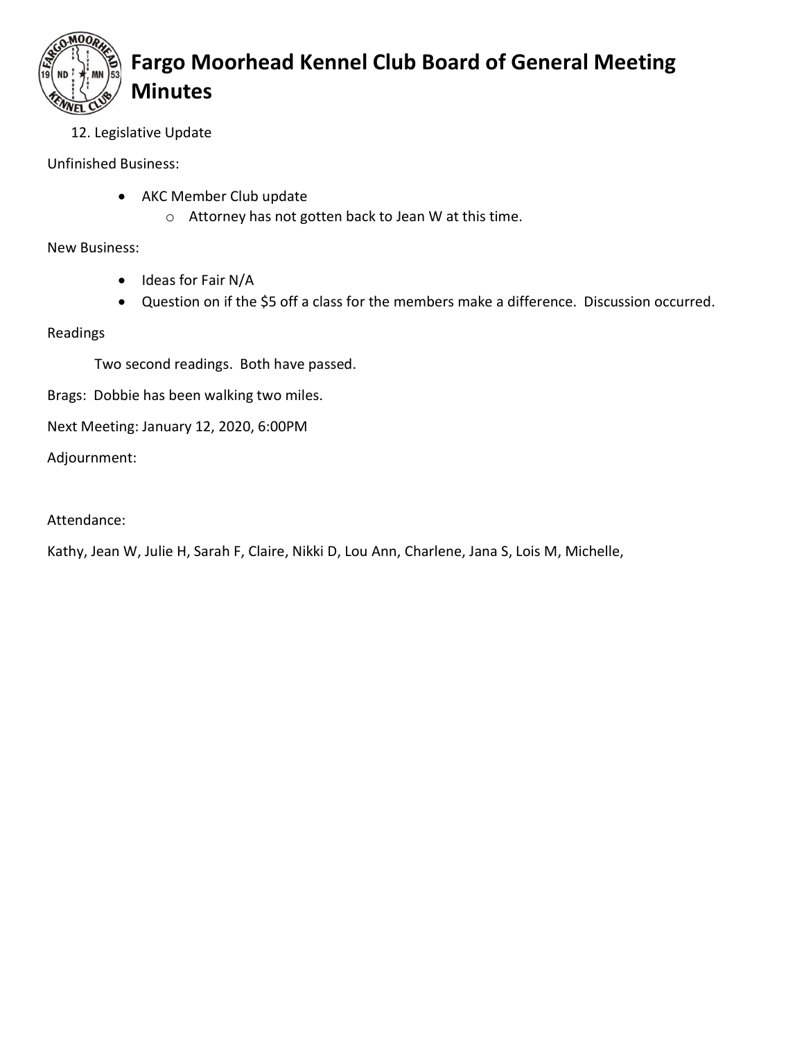12. Legislative Update

Unfinished Business:

- AKC Member Club update
  - Attorney has not gotten back to Jean W at this time.

New Business:

- Ideas for Fair N/A
- Question on if the $5 off a class for the members make a difference. Discussion occurred.

Readings

Two second readings. Both have passed.

Brags: Dobbie has been walking two miles.

Next Meeting: January 12, 2020, 6:00PM

Adjournment:

Attendance:

Kathy, Jean W, Julie H, Sarah F, Claire, Nikki D, Lou Ann, Charlene, Jana S, Lois M, Michelle,